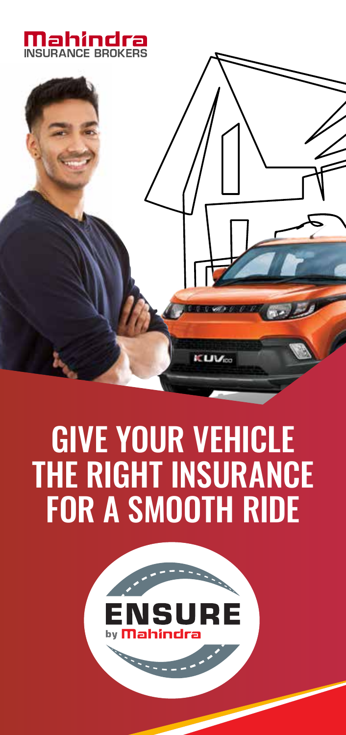Mahindra
INSURANCE BROKERS

# GIVE YOUR VEHICLE THE RIGHT INSURANCE FOR A SMOOTH RIDE

ENSURE
by Mahindra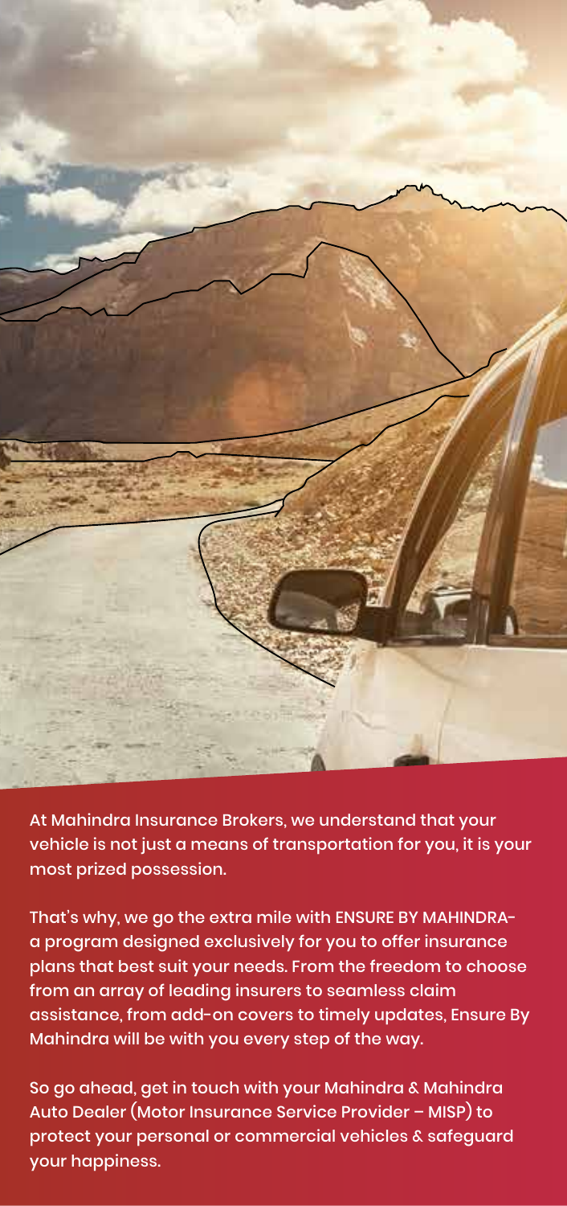At Mahindra Insurance Brokers, we understand that your vehicle is not just a means of transportation for you, it is your most prized possession.

That's why, we go the extra mile with ENSURE BY MAHINDRA- a program designed exclusively for you to offer insurance plans that best suit your needs. From the freedom to choose from an array of leading insurers to seamless claim assistance, from add-on covers to timely updates, Ensure By Mahindra will be with you every step of the way.

So go ahead, get in touch with your Mahindra & Mahindra Auto Dealer (Motor Insurance Service Provider – MISP) to protect your personal or commercial vehicles & safeguard your happiness.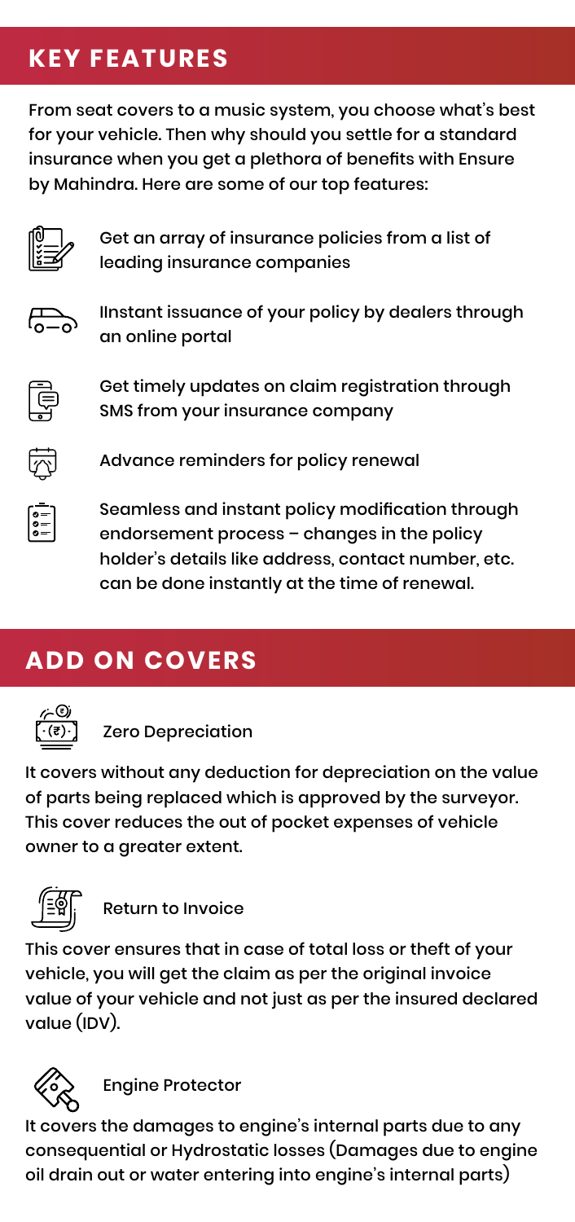## KEY FEATURES

From seat covers to a music system, you choose what's best for your vehicle. Then why should you settle for a standard insurance when you get a plethora of benefits with Ensure by Mahindra. Here are some of our top features:

- Get an array of insurance policies from a list of leading insurance companies
- IInstant issuance of your policy by dealers through an online portal
- Get timely updates on claim registration through SMS from your insurance company
- Advance reminders for policy renewal
- Seamless and instant policy modification through endorsement process – changes in the policy holder's details like address, contact number, etc. can be done instantly at the time of renewal.

## ADD ON COVERS

### Zero Depreciation

It covers without any deduction for depreciation on the value of parts being replaced which is approved by the surveyor. This cover reduces the out of pocket expenses of vehicle owner to a greater extent.

### Return to Invoice

This cover ensures that in case of total loss or theft of your vehicle, you will get the claim as per the original invoice value of your vehicle and not just as per the insured declared value (IDV).

### Engine Protector

It covers the damages to engine's internal parts due to any consequential or Hydrostatic losses (Damages due to engine oil drain out or water entering into engine's internal parts)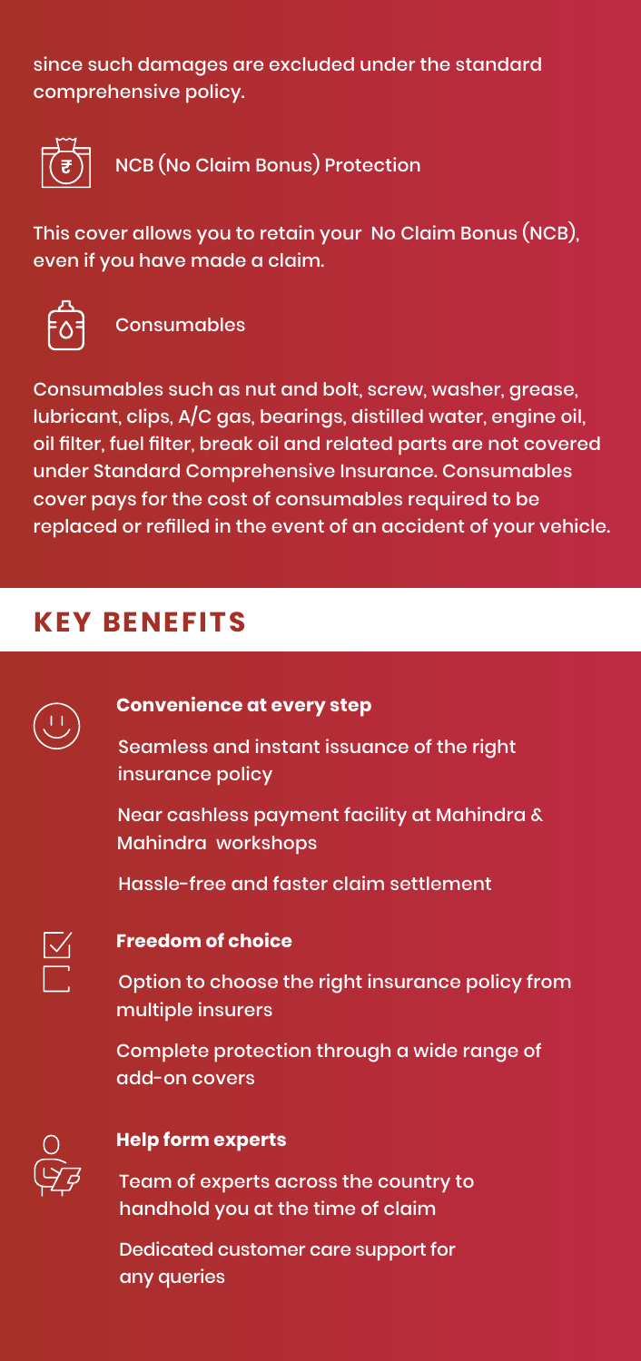since such damages are excluded under the standard comprehensive policy.

### NCB (No Claim Bonus) Protection

This cover allows you to retain your No Claim Bonus (NCB), even if you have made a claim.

### Consumables

Consumables such as nut and bolt, screw, washer, grease, lubricant, clips, A/C gas, bearings, distilled water, engine oil, oil filter, fuel filter, break oil and related parts are not covered under Standard Comprehensive Insurance. Consumables cover pays for the cost of consumables required to be replaced or refilled in the event of an accident of your vehicle.

## KEY BENEFITS

**Convenience at every step**

- Seamless and instant issuance of the right insurance policy
- Near cashless payment facility at Mahindra & Mahindra workshops
- Hassle-free and faster claim settlement

**Freedom of choice**

- Option to choose the right insurance policy from multiple insurers
- Complete protection through a wide range of add-on covers

**Help form experts**

- Team of experts across the country to handhold you at the time of claim
- Dedicated customer care support for any queries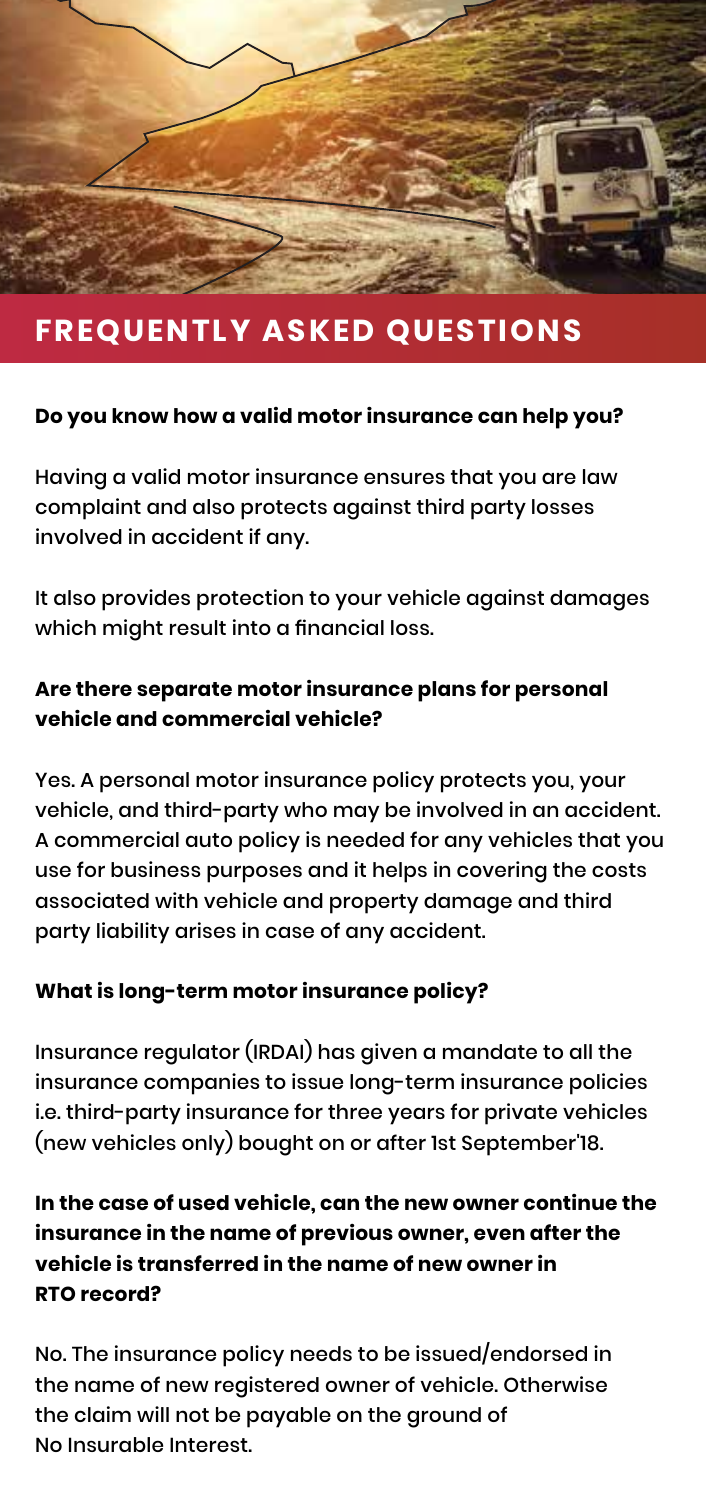# FREQUENTLY ASKED QUESTIONS

**Do you know how a valid motor insurance can help you?**

Having a valid motor insurance ensures that you are law complaint and also protects against third party losses involved in accident if any.

It also provides protection to your vehicle against damages which might result into a financial loss.

**Are there separate motor insurance plans for personal vehicle and commercial vehicle?**

Yes. A personal motor insurance policy protects you, your vehicle, and third-party who may be involved in an accident. A commercial auto policy is needed for any vehicles that you use for business purposes and it helps in covering the costs associated with vehicle and property damage and third party liability arises in case of any accident.

**What is long-term motor insurance policy?**

Insurance regulator (IRDAI) has given a mandate to all the insurance companies to issue long-term insurance policies i.e. third-party insurance for three years for private vehicles (new vehicles only) bought on or after 1st September'18.

**In the case of used vehicle, can the new owner continue the insurance in the name of previous owner, even after the vehicle is transferred in the name of new owner in RTO record?**

No. The insurance policy needs to be issued/endorsed in the name of new registered owner of vehicle. Otherwise the claim will not be payable on the ground of No Insurable Interest.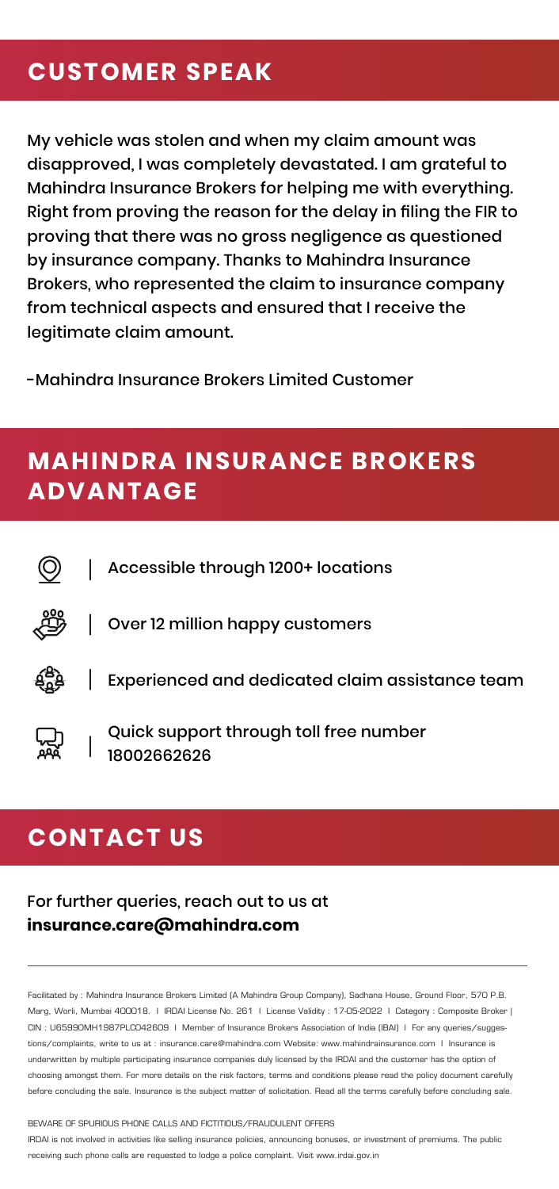## CUSTOMER SPEAK

My vehicle was stolen and when my claim amount was disapproved, I was completely devastated. I am grateful to Mahindra Insurance Brokers for helping me with everything. Right from proving the reason for the delay in filing the FIR to proving that there was no gross negligence as questioned by insurance company. Thanks to Mahindra Insurance Brokers, who represented the claim to insurance company from technical aspects and ensured that I receive the legitimate claim amount.

-Mahindra Insurance Brokers Limited Customer

## MAHINDRA INSURANCE BROKERS ADVANTAGE

- Accessible through 1200+ locations
- Over 12 million happy customers
- Experienced and dedicated claim assistance team
- Quick support through toll free number 18002662626

## CONTACT US

For further queries, reach out to us at
**insurance.care@mahindra.com**

---

Facilitated by : Mahindra Insurance Brokers Limited (A Mahindra Group Company), Sadhana House, Ground Floor, 570 P.B. Marg, Worli, Mumbai 400018. I IRDAI License No. 261 I License Validity : 17-05-2022 I Category : Composite Broker | CIN : U65990MH1987PLC042609 I Member of Insurance Brokers Association of India (IBAI) I For any queries/suggestions/complaints, write to us at : insurance.care@mahindra.com Website: www.mahindrainsurance.com I Insurance is underwritten by multiple participating insurance companies duly licensed by the IRDAI and the customer has the option of choosing amongst them. For more details on the risk factors, terms and conditions please read the policy document carefully before concluding the sale. Insurance is the subject matter of solicitation. Read all the terms carefully before concluding sale.

BEWARE OF SPURIOUS PHONE CALLS AND FICTITIOUS/FRAUDULENT OFFERS

IRDAI is not involved in activities like selling insurance policies, announcing bonuses, or investment of premiums. The public receiving such phone calls are requested to lodge a police complaint. Visit www.irdai.gov.in